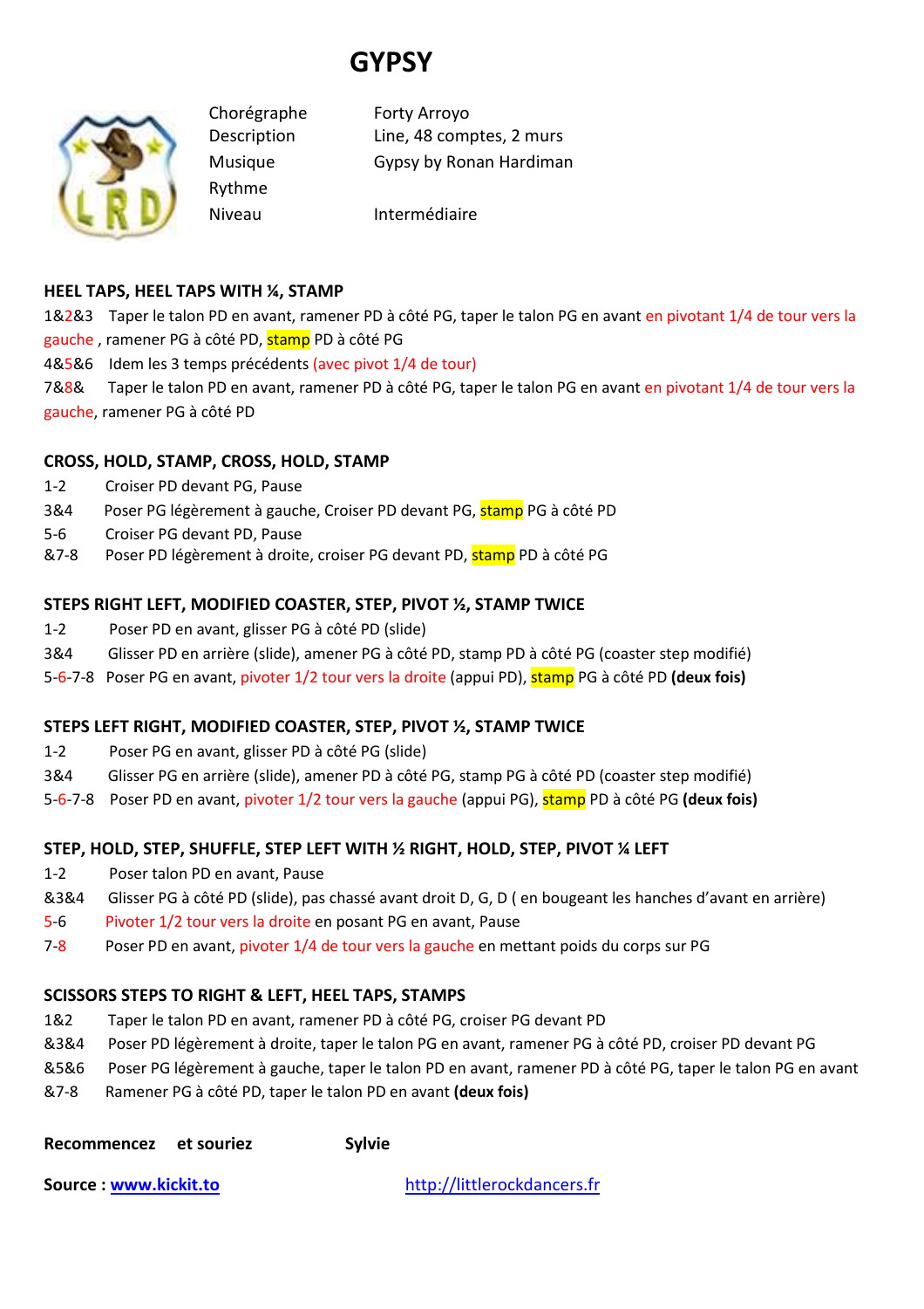# GYPSY

| | |
|---|---|
| Chorégraphe | Forty Arroyo |
| Description | Line, 48 comptes, 2 murs |
| Musique | Gypsy by Ronan Hardiman |
| Rythme | |
| Niveau | Intermédiaire |

**HEEL TAPS, HEEL TAPS WITH ¼, STAMP**

1&2&3 Taper le talon PD en avant, ramener PD à côté PG, taper le talon PG en avant en pivotant 1/4 de tour vers la gauche , ramener PG à côté PD, stamp PD à côté PG

4&5&6 Idem les 3 temps précédents (avec pivot 1/4 de tour)

7&8& Taper le talon PD en avant, ramener PD à côté PG, taper le talon PG en avant en pivotant 1/4 de tour vers la gauche, ramener PG à côté PD

**CROSS, HOLD, STAMP, CROSS, HOLD, STAMP**

1-2 Croiser PD devant PG, Pause

3&4 Poser PG légèrement à gauche, Croiser PD devant PG, stamp PG à côté PD

5-6 Croiser PG devant PD, Pause

&7-8 Poser PD légèrement à droite, croiser PG devant PD, stamp PD à côté PG

**STEPS RIGHT LEFT, MODIFIED COASTER, STEP, PIVOT ½, STAMP TWICE**

1-2 Poser PD en avant, glisser PG à côté PD (slide)

3&4 Glisser PD en arrière (slide), amener PG à côté PD, stamp PD à côté PG (coaster step modifié)

5-6-7-8 Poser PG en avant, pivoter 1/2 tour vers la droite (appui PD), stamp PG à côté PD **(deux fois)**

**STEPS LEFT RIGHT, MODIFIED COASTER, STEP, PIVOT ½, STAMP TWICE**

1-2 Poser PG en avant, glisser PD à côté PG (slide)

3&4 Glisser PG en arrière (slide), amener PD à côté PG, stamp PG à côté PD (coaster step modifié)

5-6-7-8 Poser PD en avant, pivoter 1/2 tour vers la gauche (appui PG), stamp PD à côté PG **(deux fois)**

**STEP, HOLD, STEP, SHUFFLE, STEP LEFT WITH ½ RIGHT, HOLD, STEP, PIVOT ¼ LEFT**

1-2 Poser talon PD en avant, Pause

&3&4 Glisser PG à côté PD (slide), pas chassé avant droit D, G, D ( en bougeant les hanches d'avant en arrière)

5-6 Pivoter 1/2 tour vers la droite en posant PG en avant, Pause

7-8 Poser PD en avant, pivoter 1/4 de tour vers la gauche en mettant poids du corps sur PG

**SCISSORS STEPS TO RIGHT & LEFT, HEEL TAPS, STAMPS**

1&2 Taper le talon PD en avant, ramener PD à côté PG, croiser PG devant PD

&3&4 Poser PD légèrement à droite, taper le talon PG en avant, ramener PG à côté PD, croiser PD devant PG

&5&6 Poser PG légèrement à gauche, taper le talon PD en avant, ramener PD à côté PG, taper le talon PG en avant

&7-8 Ramener PG à côté PD, taper le talon PD en avant **(deux fois)**

**Recommencez et souriez** **Sylvie**

**Source : [www.kickit.to](www.kickit.to)** [http://littlerockdancers.fr](http://littlerockdancers.fr)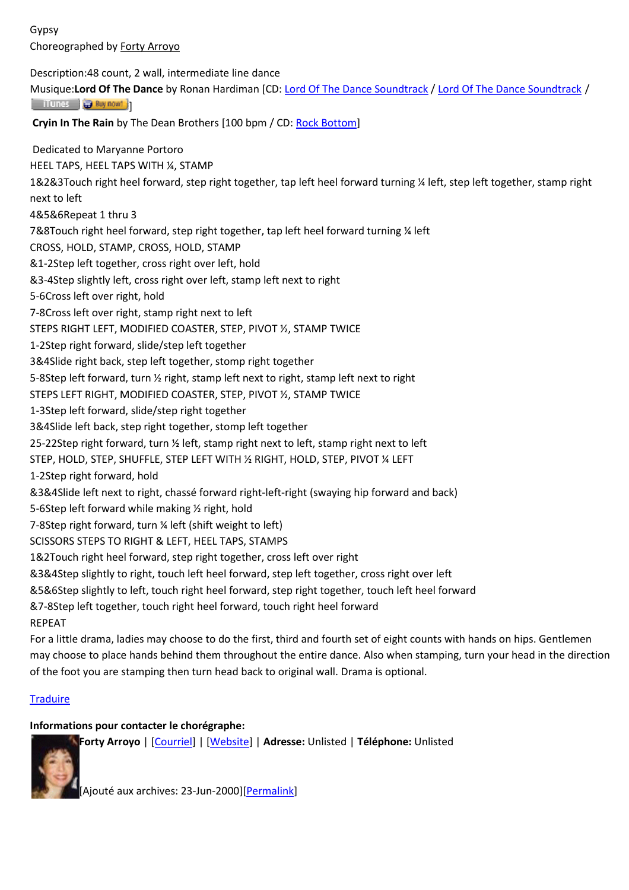Gypsy
Choreographed by Forty Arroyo

Description:48 count, 2 wall, intermediate line dance
Musique:**Lord Of The Dance** by Ronan Hardiman [CD: Lord Of The Dance Soundtrack / Lord Of The Dance Soundtrack / ]
**Cryin In The Rain** by The Dean Brothers [100 bpm / CD: Rock Bottom]

Dedicated to Maryanne Portoro
HEEL TAPS, HEEL TAPS WITH ¼, STAMP
1&2&3Touch right heel forward, step right together, tap left heel forward turning ¼ left, step left together, stamp right next to left
4&5&6Repeat 1 thru 3
7&8Touch right heel forward, step right together, tap left heel forward turning ¼ left
CROSS, HOLD, STAMP, CROSS, HOLD, STAMP
&1-2Step left together, cross right over left, hold
&3-4Step slightly left, cross right over left, stamp left next to right
5-6Cross left over right, hold
7-8Cross left over right, stamp right next to left
STEPS RIGHT LEFT, MODIFIED COASTER, STEP, PIVOT ½, STAMP TWICE
1-2Step right forward, slide/step left together
3&4Slide right back, step left together, stomp right together
5-8Step left forward, turn ½ right, stamp left next to right, stamp left next to right
STEPS LEFT RIGHT, MODIFIED COASTER, STEP, PIVOT ½, STAMP TWICE
1-3Step left forward, slide/step right together
3&4Slide left back, step right together, stomp left together
25-22Step right forward, turn ½ left, stamp right next to left, stamp right next to left
STEP, HOLD, STEP, SHUFFLE, STEP LEFT WITH ½ RIGHT, HOLD, STEP, PIVOT ¼ LEFT
1-2Step right forward, hold
&3&4Slide left next to right, chassé forward right-left-right (swaying hip forward and back)
5-6Step left forward while making ½ right, hold
7-8Step right forward, turn ¼ left (shift weight to left)
SCISSORS STEPS TO RIGHT & LEFT, HEEL TAPS, STAMPS
1&2Touch right heel forward, step right together, cross left over right
&3&4Step slightly to right, touch left heel forward, step left together, cross right over left
&5&6Step slightly to left, touch right heel forward, step right together, touch left heel forward
&7-8Step left together, touch right heel forward, touch right heel forward
REPEAT
For a little drama, ladies may choose to do the first, third and fourth set of eight counts with hands on hips. Gentlemen may choose to place hands behind them throughout the entire dance. Also when stamping, turn your head in the direction of the foot you are stamping then turn head back to original wall. Drama is optional.

Traduire

**Informations pour contacter le chorégraphe:**
**Forty Arroyo** | [Courriel] | [Website] | **Adresse:** Unlisted | **Téléphone:** Unlisted

[Ajouté aux archives: 23-Jun-2000][Permalink]